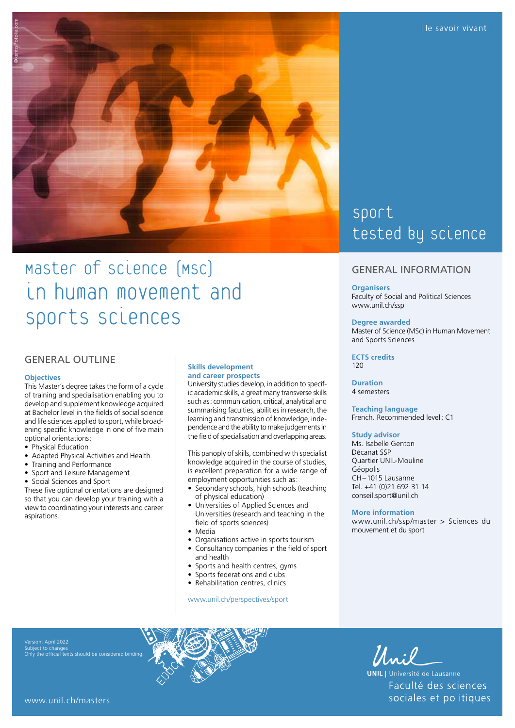| le savoir vivant |

# Master of science (MSc) in human movement and sports sciences

sport tested by science

## GENERAL OUTLINE

**Objectives**

This Master's degree takes the form of a cycle of training and specialisation enabling you to develop and supplement knowledge acquired at Bachelor level in the fields of social science and life sciences applied to sport, while broadening specific knowledge in one of five main optional orientations:

- Physical Education
- Adapted Physical Activities and Health
- Training and Performance
- Sport and Leisure Management
- Social Sciences and Sport

These five optional orientations are designed so that you can develop your training with a view to coordinating your interests and career aspirations.

**Skills development and career prospects**

University studies develop, in addition to specific academic skills, a great many transverse skills such as: communication, critical, analytical and summarising faculties, abilities in research, the learning and transmission of knowledge, independence and the ability to make judgements in the field of specialisation and overlapping areas.

This panoply of skills, combined with specialist knowledge acquired in the course of studies, is excellent preparation for a wide range of employment opportunities such as:

- Secondary schools, high schools (teaching of physical education)
- Universities of Applied Sciences and Universities (research and teaching in the field of sports sciences)
- Media
- Organisations active in sports tourism
- Consultancy companies in the field of sport and health
- Sports and health centres, gyms
- Sports federations and clubs
- Rehabilitation centres, clinics

www.unil.ch/perspectives/sport

## GENERAL INFORMATION

**Organisers**
Faculty of Social and Political Sciences
www.unil.ch/ssp

**Degree awarded**
Master of Science (MSc) in Human Movement and Sports Sciences

**ECTS credits**
120

**Duration**
4 semesters

**Teaching language**
French. Recommended level: C1

**Study advisor**
Ms. Isabelle Genton
Décanat SSP
Quartier UNIL-Mouline
Géopolis
CH – 1015 Lausanne
Tel. +41 (0)21 692 31 14
conseil.sport@unil.ch

**More information**
www.unil.ch/ssp/master > Sciences du mouvement et du sport

Version: April 2022
Subject to changes
Only the official texts should be considered binding.

www.unil.ch/masters

UNIL | Université de Lausanne
Faculté des sciences sociales et politiques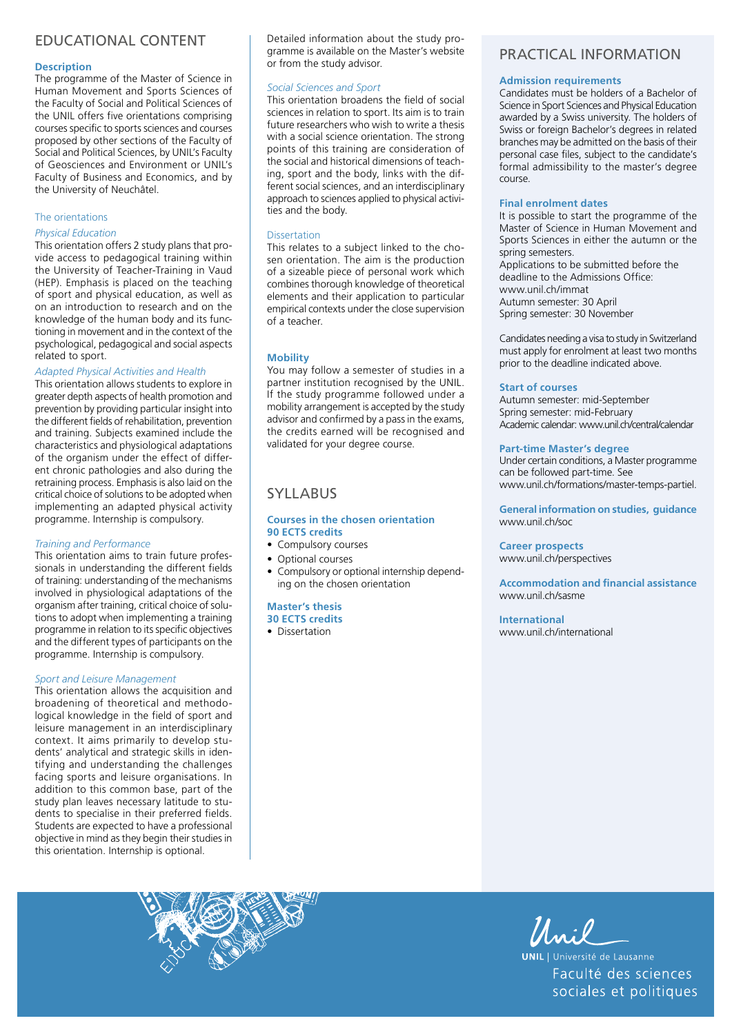## EDUCATIONAL CONTENT

### Description

The programme of the Master of Science in Human Movement and Sports Sciences of the Faculty of Social and Political Sciences of the UNIL offers five orientations comprising courses specific to sports sciences and courses proposed by other sections of the Faculty of Social and Political Sciences, by UNIL's Faculty of Geosciences and Environment or UNIL's Faculty of Business and Economics, and by the University of Neuchâtel.

#### The orientations

*Physical Education*

This orientation offers 2 study plans that provide access to pedagogical training within the University of Teacher-Training in Vaud (HEP). Emphasis is placed on the teaching of sport and physical education, as well as on an introduction to research and on the knowledge of the human body and its functioning in movement and in the context of the psychological, pedagogical and social aspects related to sport.

*Adapted Physical Activities and Health*

This orientation allows students to explore in greater depth aspects of health promotion and prevention by providing particular insight into the different fields of rehabilitation, prevention and training. Subjects examined include the characteristics and physiological adaptations of the organism under the effect of different chronic pathologies and also during the retraining process. Emphasis is also laid on the critical choice of solutions to be adopted when implementing an adapted physical activity programme. Internship is compulsory.

*Training and Performance*

This orientation aims to train future professionals in understanding the different fields of training: understanding of the mechanisms involved in physiological adaptations of the organism after training, critical choice of solutions to adopt when implementing a training programme in relation to its specific objectives and the different types of participants on the programme. Internship is compulsory.

*Sport and Leisure Management*

This orientation allows the acquisition and broadening of theoretical and methodological knowledge in the field of sport and leisure management in an interdisciplinary context. It aims primarily to develop students' analytical and strategic skills in identifying and understanding the challenges facing sports and leisure organisations. In addition to this common base, part of the study plan leaves necessary latitude to students to specialise in their preferred fields. Students are expected to have a professional objective in mind as they begin their studies in this orientation. Internship is optional.

Detailed information about the study programme is available on the Master's website or from the study advisor.

*Social Sciences and Sport*

This orientation broadens the field of social sciences in relation to sport. Its aim is to train future researchers who wish to write a thesis with a social science orientation. The strong points of this training are consideration of the social and historical dimensions of teaching, sport and the body, links with the different social sciences, and an interdisciplinary approach to sciences applied to physical activities and the body.

#### Dissertation

This relates to a subject linked to the chosen orientation. The aim is the production of a sizeable piece of personal work which combines thorough knowledge of theoretical elements and their application to particular empirical contexts under the close supervision of a teacher.

### Mobility

You may follow a semester of studies in a partner institution recognised by the UNIL. If the study programme followed under a mobility arrangement is accepted by the study advisor and confirmed by a pass in the exams, the credits earned will be recognised and validated for your degree course.

## SYLLABUS

### Courses in the chosen orientation 90 ECTS credits

- Compulsory courses
- Optional courses
- Compulsory or optional internship depending on the chosen orientation

### Master's thesis 30 ECTS credits

- Dissertation

## PRACTICAL INFORMATION

### Admission requirements

Candidates must be holders of a Bachelor of Science in Sport Sciences and Physical Education awarded by a Swiss university. The holders of Swiss or foreign Bachelor's degrees in related branches may be admitted on the basis of their personal case files, subject to the candidate's formal admissibility to the master's degree course.

### Final enrolment dates

It is possible to start the programme of the Master of Science in Human Movement and Sports Sciences in either the autumn or the spring semesters.
Applications to be submitted before the deadline to the Admissions Office: www.unil.ch/immat
Autumn semester: 30 April
Spring semester: 30 November

Candidates needing a visa to study in Switzerland must apply for enrolment at least two months prior to the deadline indicated above.

### Start of courses

Autumn semester: mid-September
Spring semester: mid-February
Academic calendar: www.unil.ch/central/calendar

### Part-time Master's degree

Under certain conditions, a Master programme can be followed part-time. See www.unil.ch/formations/master-temps-partiel.

### General information on studies, guidance

www.unil.ch/soc

### Career prospects

www.unil.ch/perspectives

### Accommodation and financial assistance

www.unil.ch/sasme

### International

www.unil.ch/international

Unil
UNIL | Université de Lausanne
Faculté des sciences sociales et politiques